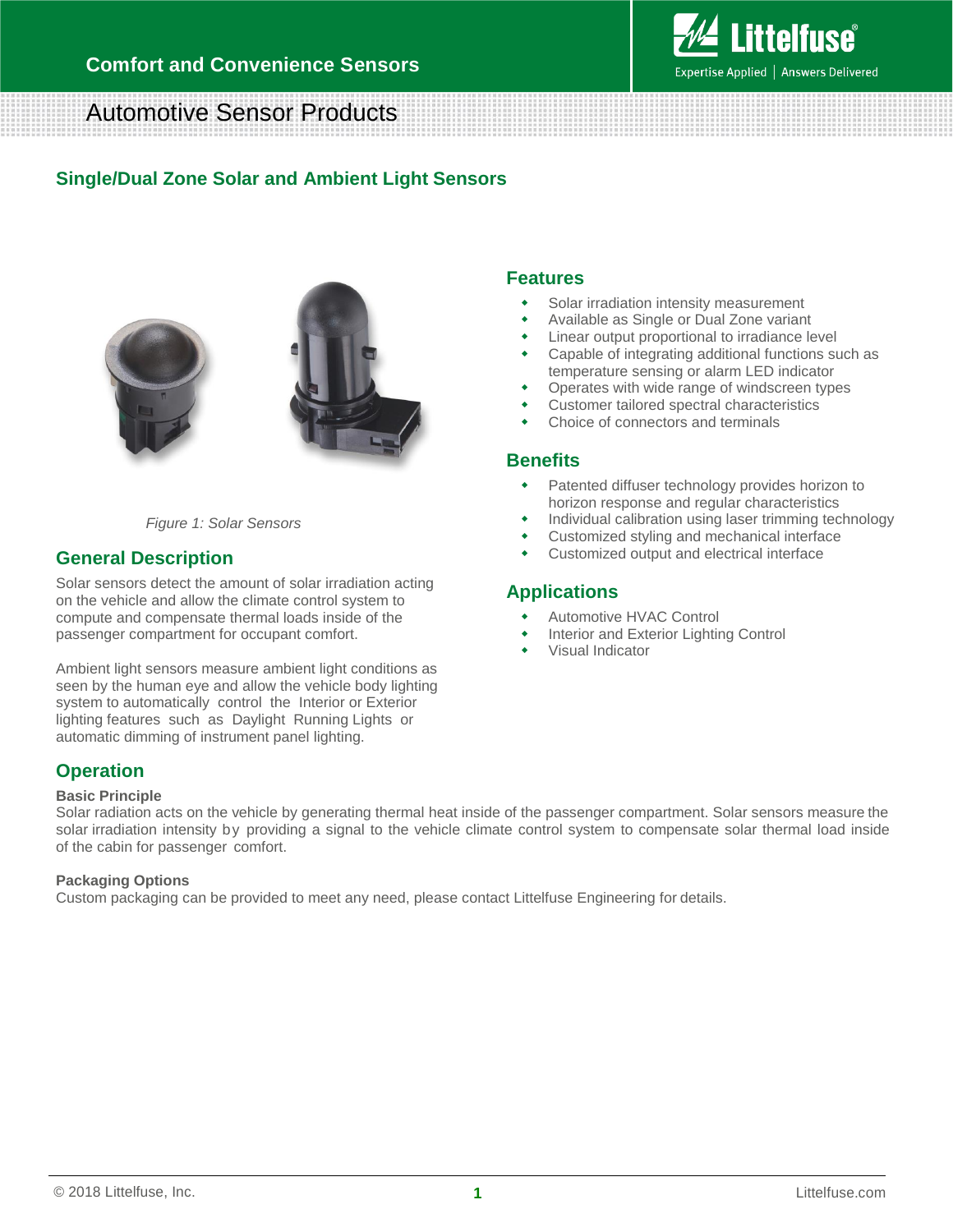# Comfort and Convenience Sensors

## Automotive Sensor Products

## Single/Dual Zone Solar and Ambient Light Sensors

*Figure 1: Solar Sensors*

## General Description

Solar sensors detect the amount of solar irradiation acting on the vehicle and allow the climate control system to compute and compensate thermal loads inside of the passenger compartment for occupant comfort.

Ambient light sensors measure ambient light conditions as seen by the human eye and allow the vehicle body lighting system to automatically control the Interior or Exterior lighting features such as Daylight Running Lights or automatic dimming of instrument panel lighting.

## Features

- Solar irradiation intensity measurement
- Available as Single or Dual Zone variant
- Linear output proportional to irradiance level
- Capable of integrating additional functions such as temperature sensing or alarm LED indicator
- Operates with wide range of windscreen types
- Customer tailored spectral characteristics
- Choice of connectors and terminals

## Benefits

- Patented diffuser technology provides horizon to horizon response and regular characteristics
- Individual calibration using laser trimming technology
- Customized styling and mechanical interface
- Customized output and electrical interface

## Applications

- Automotive HVAC Control
- Interior and Exterior Lighting Control
- Visual Indicator

## Operation

**Basic Principle**

Solar radiation acts on the vehicle by generating thermal heat inside of the passenger compartment. Solar sensors measure the solar irradiation intensity by providing a signal to the vehicle climate control system to compensate solar thermal load inside of the cabin for passenger comfort.

**Packaging Options**

Custom packaging can be provided to meet any need, please contact Littelfuse Engineering for details.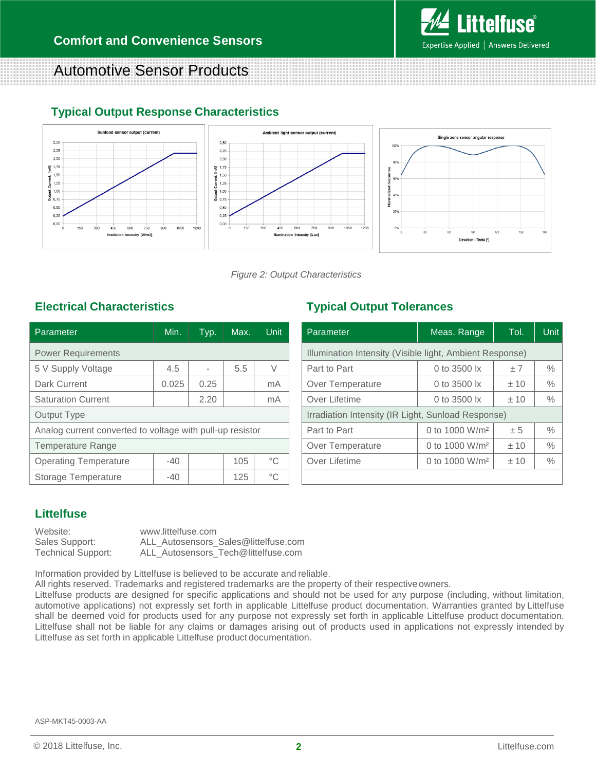# Automotive Sensor Products

## Typical Output Response Characteristics

Sunload sensor output (current)

2,50
2,25
2,00
1,75
1,50
1,25
1,00
0,75
0,50
0,25
0,00

Output Current, [mA]

0 150 300 450 600 750 900 1050 1200

Irradiation Intensity [W/m2]

Ambient light sensor output (current)

2,50
2,25
2,00
1,75
1,50
1,25
1,00
0,75
0,50
0,25
0,00

Output Current, [mA]

0 150 300 450 600 750 900 1050 1200

Illumination Intensity [Lux]

Single zone sensor angular response

100%
80%
60%
40%
20%
0%

Normalized response

0 30 60 90 120 150 180

Elevation - Theta [°]

*Figure 2: Output Characteristics*

## Electrical Characteristics

| Parameter | Min. | Typ. | Max. | Unit |
|---|---|---|---|---|
| Power Requirements | | | | |
| 5 V Supply Voltage | 4.5 | - | 5.5 | V |
| Dark Current | 0.025 | 0.25 | | mA |
| Saturation Current | | 2.20 | | mA |
| Output Type | | | | |
| Analog current converted to voltage with pull-up resistor | | | | |
| Temperature Range | | | | |
| Operating Temperature | -40 | | 105 | °C |
| Storage Temperature | -40 | | 125 | °C |

## Typical Output Tolerances

| Parameter | Meas. Range | Tol. | Unit |
|---|---|---|---|
| Illumination Intensity (Visible light, Ambient Response) | | | |
| Part to Part | 0 to 3500 lx | ± 7 | % |
| Over Temperature | 0 to 3500 lx | ± 10 | % |
| Over Lifetime | 0 to 3500 lx | ± 10 | % |
| Irradiation Intensity (IR Light, Sunload Response) | | | |
| Part to Part | 0 to 1000 W/m² | ± 5 | % |
| Over Temperature | 0 to 1000 W/m² | ± 10 | % |
| Over Lifetime | 0 to 1000 W/m² | ± 10 | % |

## Littelfuse

Website: www.littelfuse.com
Sales Support: ALL_Autosensors_Sales@littelfuse.com
Technical Support: ALL_Autosensors_Tech@littelfuse.com

Information provided by Littelfuse is believed to be accurate and reliable.
All rights reserved. Trademarks and registered trademarks are the property of their respective owners.
Littelfuse products are designed for specific applications and should not be used for any purpose (including, without limitation, automotive applications) not expressly set forth in applicable Littelfuse product documentation. Warranties granted by Littelfuse shall be deemed void for products used for any purpose not expressly set forth in applicable Littelfuse product documentation. Littelfuse shall not be liable for any claims or damages arising out of products used in applications not expressly intended by Littelfuse as set forth in applicable Littelfuse product documentation.

ASP-MKT45-0003-AA

© 2018 Littelfuse, Inc.